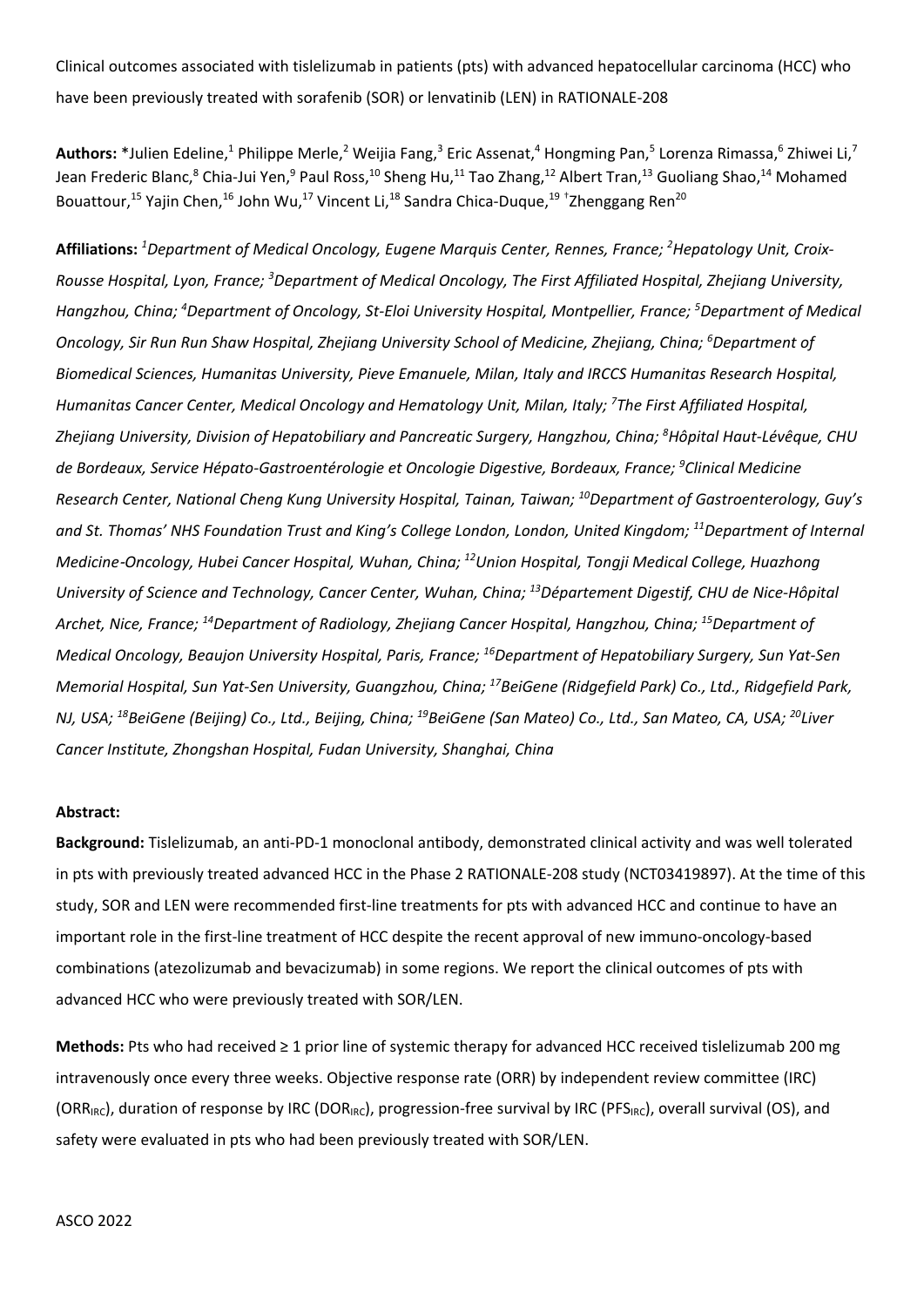Clinical outcomes associated with tislelizumab in patients (pts) with advanced hepatocellular carcinoma (HCC) who have been previously treated with sorafenib (SOR) or lenvatinib (LEN) in RATIONALE-208

**Authors:** *Julien Edeline,[1] Philippe Merle,[2] Weijia Fang,[3] Eric Assenat,[4] Hongming Pan,[5] Lorenza Rimassa,[6] Zhiwei Li,[7] Jean Frederic Blanc,[8] Chia-Jui Yen,[9] Paul Ross,[10] Sheng Hu,[11] Tao Zhang,[12] Albert Tran,[13] Guoliang Shao,[14] Mohamed Bouattour,[15] Yajin Chen,[16] John Wu,[17] Vincent Li,[18] Sandra Chica-Duque,[19] †Zhenggang Ren[20]

**Affiliations:** *[1]Department of Medical Oncology, Eugene Marquis Center, Rennes, France; [2]Hepatology Unit, Croix-Rousse Hospital, Lyon, France; [3]Department of Medical Oncology, The First Affiliated Hospital, Zhejiang University, Hangzhou, China; [4]Department of Oncology, St-Eloi University Hospital, Montpellier, France; [5]Department of Medical Oncology, Sir Run Run Shaw Hospital, Zhejiang University School of Medicine, Zhejiang, China; [6]Department of Biomedical Sciences, Humanitas University, Pieve Emanuele, Milan, Italy and IRCCS Humanitas Research Hospital, Humanitas Cancer Center, Medical Oncology and Hematology Unit, Milan, Italy; [7]The First Affiliated Hospital, Zhejiang University, Division of Hepatobiliary and Pancreatic Surgery, Hangzhou, China; [8]Hôpital Haut-Lévêque, CHU de Bordeaux, Service Hépato-Gastroentérologie et Oncologie Digestive, Bordeaux, France; [9]Clinical Medicine Research Center, National Cheng Kung University Hospital, Tainan, Taiwan; [10]Department of Gastroenterology, Guy's and St. Thomas' NHS Foundation Trust and King's College London, London, United Kingdom; [11]Department of Internal Medicine-Oncology, Hubei Cancer Hospital, Wuhan, China; [12]Union Hospital, Tongji Medical College, Huazhong University of Science and Technology, Cancer Center, Wuhan, China; [13]Département Digestif, CHU de Nice-Hôpital Archet, Nice, France; [14]Department of Radiology, Zhejiang Cancer Hospital, Hangzhou, China; [15]Department of Medical Oncology, Beaujon University Hospital, Paris, France; [16]Department of Hepatobiliary Surgery, Sun Yat-Sen Memorial Hospital, Sun Yat-Sen University, Guangzhou, China; [17]BeiGene (Ridgefield Park) Co., Ltd., Ridgefield Park, NJ, USA; [18]BeiGene (Beijing) Co., Ltd., Beijing, China; [19]BeiGene (San Mateo) Co., Ltd., San Mateo, CA, USA; [20]Liver Cancer Institute, Zhongshan Hospital, Fudan University, Shanghai, China*

**Abstract:**

**Background:** Tislelizumab, an anti-PD-1 monoclonal antibody, demonstrated clinical activity and was well tolerated in pts with previously treated advanced HCC in the Phase 2 RATIONALE-208 study (NCT03419897). At the time of this study, SOR and LEN were recommended first-line treatments for pts with advanced HCC and continue to have an important role in the first-line treatment of HCC despite the recent approval of new immuno-oncology-based combinations (atezolizumab and bevacizumab) in some regions. We report the clinical outcomes of pts with advanced HCC who were previously treated with SOR/LEN.

**Methods:** Pts who had received ≥ 1 prior line of systemic therapy for advanced HCC received tislelizumab 200 mg intravenously once every three weeks. Objective response rate (ORR) by independent review committee (IRC) ($ORR_{IRC}$), duration of response by IRC ($DOR_{IRC}$), progression-free survival by IRC ($PFS_{IRC}$), overall survival (OS), and safety were evaluated in pts who had been previously treated with SOR/LEN.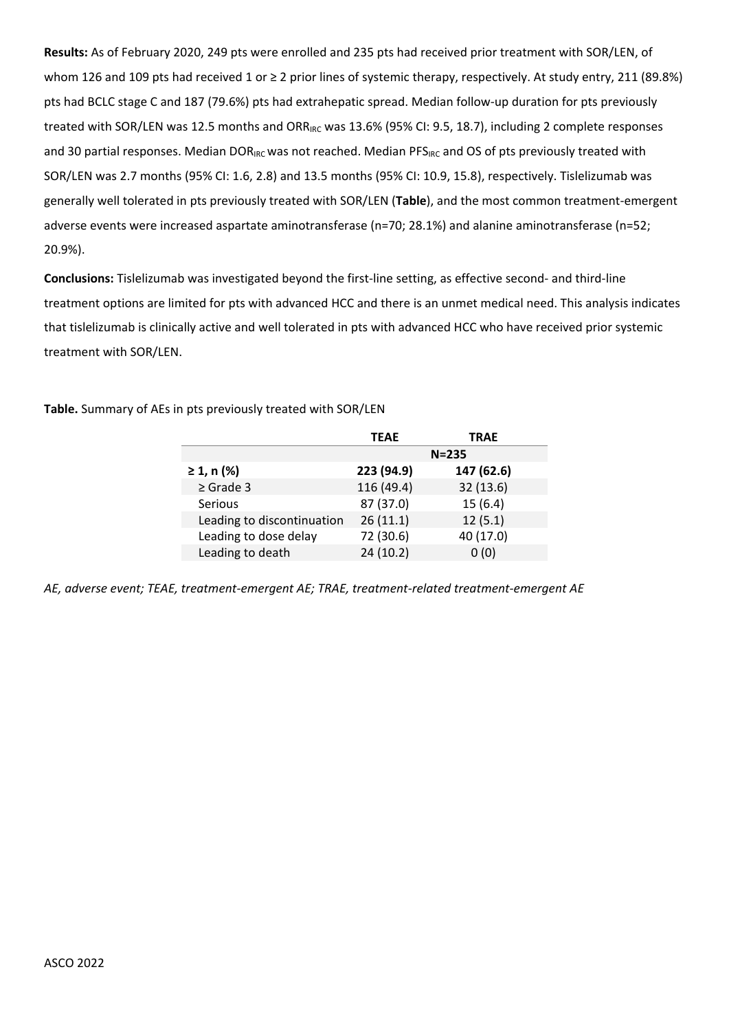**Results:** As of February 2020, 249 pts were enrolled and 235 pts had received prior treatment with SOR/LEN, of whom 126 and 109 pts had received 1 or ≥ 2 prior lines of systemic therapy, respectively. At study entry, 211 (89.8%) pts had BCLC stage C and 187 (79.6%) pts had extrahepatic spread. Median follow-up duration for pts previously treated with SOR/LEN was 12.5 months and $ORR_{IRC}$ was 13.6% (95% CI: 9.5, 18.7), including 2 complete responses and 30 partial responses. Median $DOR_{IRC}$ was not reached. Median $PFS_{IRC}$ and OS of pts previously treated with SOR/LEN was 2.7 months (95% CI: 1.6, 2.8) and 13.5 months (95% CI: 10.9, 15.8), respectively. Tislelizumab was generally well tolerated in pts previously treated with SOR/LEN (**Table**), and the most common treatment-emergent adverse events were increased aspartate aminotransferase (n=70; 28.1%) and alanine aminotransferase (n=52; 20.9%).

**Conclusions:** Tislelizumab was investigated beyond the first-line setting, as effective second- and third-line treatment options are limited for pts with advanced HCC and there is an unmet medical need. This analysis indicates that tislelizumab is clinically active and well tolerated in pts with advanced HCC who have received prior systemic treatment with SOR/LEN.

**Table.** Summary of AEs in pts previously treated with SOR/LEN

| | **TEAE** | **TRAE** |
|---|---|---|
| | **N=235** | |
| **≥ 1, n (%)** | **223 (94.9)** | **147 (62.6)** |
| ≥ Grade 3 | 116 (49.4) | 32 (13.6) |
| Serious | 87 (37.0) | 15 (6.4) |
| Leading to discontinuation | 26 (11.1) | 12 (5.1) |
| Leading to dose delay | 72 (30.6) | 40 (17.0) |
| Leading to death | 24 (10.2) | 0 (0) |

*AE, adverse event; TEAE, treatment-emergent AE; TRAE, treatment-related treatment-emergent AE*